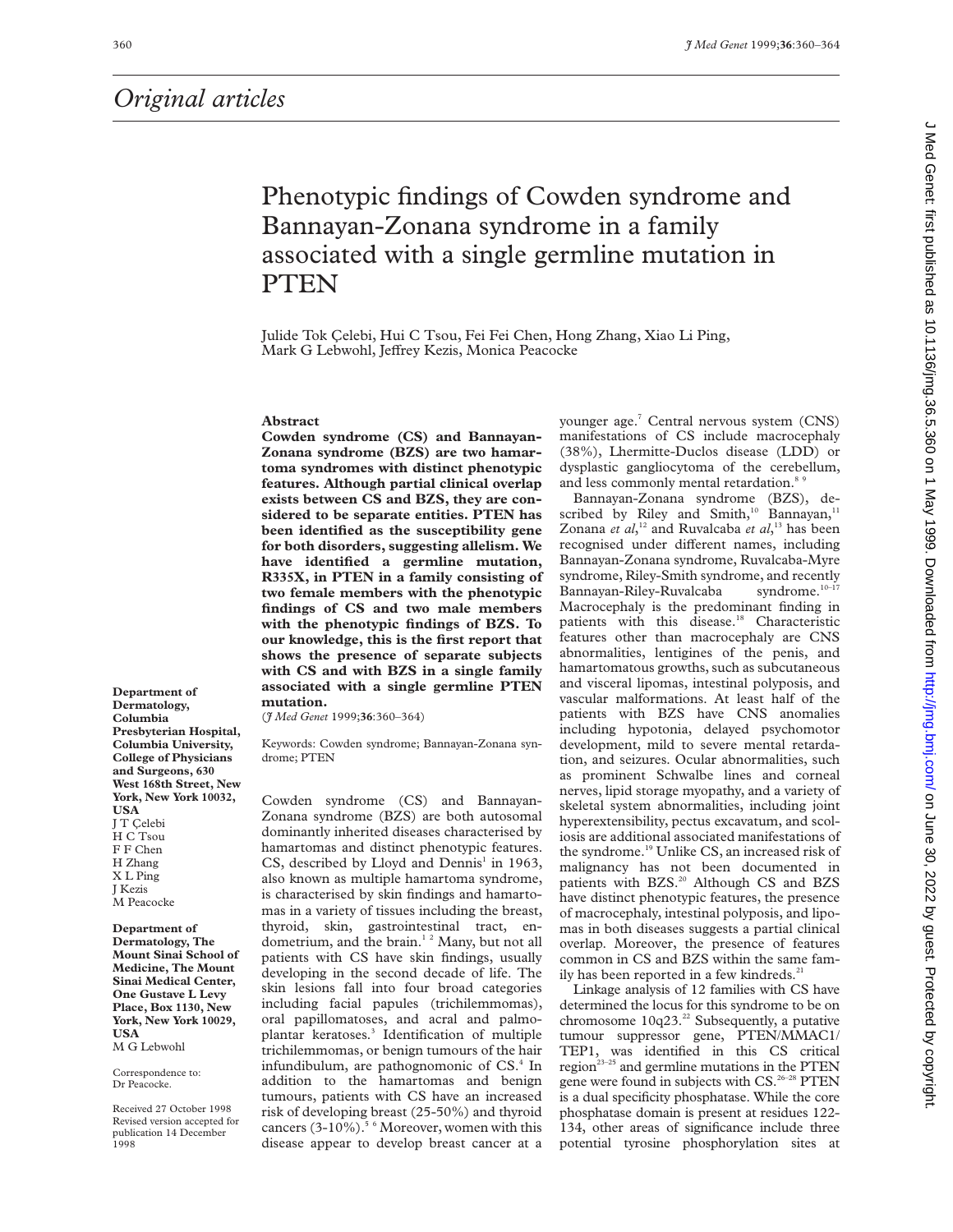## Original articles

# Phenotypic findings of Cowden syndrome and Bannayan-Zonana syndrome in a family associated with a single germline mutation in PTEN

Julide Tok Çelebi, Hui C Tsou, Fei Fei Chen, Hong Zhang, Xiao Li Ping, Mark G Lebwohl, Jeffrey Kezis, Monica Peacocke

Department of Dermatology, Columbia Presbyterian Hospital, Columbia University, College of Physicians and Surgeons, 630 West 168th Street, New York, New York 10032, USA
J T Çelebi
H C Tsou
F F Chen
H Zhang
X L Ping
J Kezis
M Peacocke

Department of Dermatology, The Mount Sinai School of Medicine, The Mount Sinai Medical Center, One Gustave L Levy Place, Box 1130, New York, New York 10029, USA
M G Lebwohl

Correspondence to: Dr Peacocke.

Received 27 October 1998
Revised version accepted for publication 14 December 1998

## Abstract

**Cowden syndrome (CS) and Bannayan-Zonana syndrome (BZS) are two hamartoma syndromes with distinct phenotypic features. Although partial clinical overlap exists between CS and BZS, they are considered to be separate entities. PTEN has been identified as the susceptibility gene for both disorders, suggesting allelism. We have identified a germline mutation, R335X, in PTEN in a family consisting of two female members with the phenotypic findings of CS and two male members with the phenotypic findings of BZS. To our knowledge, this is the first report that shows the presence of separate subjects with CS and with BZS in a single family associated with a single germline PTEN mutation.**

(*J Med Genet* 1999;**36**:360–364)

Keywords: Cowden syndrome; Bannayan-Zonana syndrome; PTEN

Cowden syndrome (CS) and Bannayan-Zonana syndrome (BZS) are both autosomal dominantly inherited diseases characterised by hamartomas and distinct phenotypic features. CS, described by Lloyd and Dennis[1] in 1963, also known as multiple hamartoma syndrome, is characterised by skin findings and hamartomas in a variety of tissues including the breast, thyroid, skin, gastrointestinal tract, endometrium, and the brain.[1 2] Many, but not all patients with CS have skin findings, usually developing in the second decade of life. The skin lesions fall into four broad categories including facial papules (trichilemmomas), oral papillomatoses, and acral and palmoplantar keratoses.[3] Identification of multiple trichilemmomas, or benign tumours of the hair infundibulum, are pathognomonic of CS.[4] In addition to the hamartomas and benign tumours, patients with CS have an increased risk of developing breast (25-50%) and thyroid cancers (3-10%).[5 6] Moreover, women with this disease appear to develop breast cancer at a younger age.[7] Central nervous system (CNS) manifestations of CS include macrocephaly (38%), Lhermitte-Duclos disease (LDD) or dysplastic gangliocytoma of the cerebellum, and less commonly mental retardation.[8 9]

Bannayan-Zonana syndrome (BZS), described by Riley and Smith,[10] Bannayan,[11] Zonana *et al*,[12] and Ruvalcaba *et al*,[13] has been recognised under different names, including Bannayan-Zonana syndrome, Ruvalcaba-Myre syndrome, Riley-Smith syndrome, and recently Bannayan-Riley-Ruvalcaba syndrome.[10–17] Macrocephaly is the predominant finding in patients with this disease.[18] Characteristic features other than macrocephaly are CNS abnormalities, lentigines of the penis, and hamartomatous growths, such as subcutaneous and visceral lipomas, intestinal polyposis, and vascular malformations. At least half of the patients with BZS have CNS anomalies including hypotonia, delayed psychomotor development, mild to severe mental retardation, and seizures. Ocular abnormalities, such as prominent Schwalbe lines and corneal nerves, lipid storage myopathy, and a variety of skeletal system abnormalities, including joint hyperextensibility, pectus excavatum, and scoliosis are additional associated manifestations of the syndrome.[19] Unlike CS, an increased risk of malignancy has not been documented in patients with BZS.[20] Although CS and BZS have distinct phenotypic features, the presence of macrocephaly, intestinal polyposis, and lipomas in both diseases suggests a partial clinical overlap. Moreover, the presence of features common in CS and BZS within the same family has been reported in a few kindreds.[21]

Linkage analysis of 12 families with CS have determined the locus for this syndrome to be on chromosome 10q23.[22] Subsequently, a putative tumour suppressor gene, PTEN/MMAC1/TEP1, was identified in this CS critical region[23–25] and germline mutations in the PTEN gene were found in subjects with CS.[26–28] PTEN is a dual specificity phosphatase. While the core phosphatase domain is present at residues 122-134, other areas of significance include three potential tyrosine phosphorylation sites at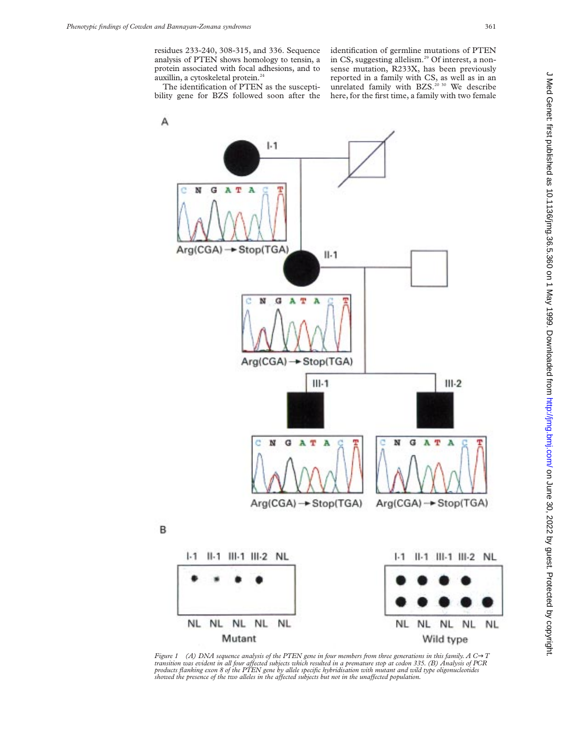residues 233-240, 308-315, and 336. Sequence analysis of PTEN shows homology to tensin, a protein associated with focal adhesions, and to auxillin, a cytoskeletal protein.[24]

The identification of PTEN as the susceptibility gene for BZS followed soon after the identification of germline mutations of PTEN in CS, suggesting allelism.[29] Of interest, a nonsense mutation, R233X, has been previously reported in a family with CS, as well as in an unrelated family with BZS.[20 30] We describe here, for the first time, a family with two female

*Figure 1 (A) DNA sequence analysis of the PTEN gene in four members from three generations in this family. A C→T transition was evident in all four affected subjects which resulted in a premature stop at codon 335. (B) Analysis of PCR products flanking exon 8 of the PTEN gene by allele specific hybridisation with mutant and wild type oligonucleotides showed the presence of the two alleles in the affected subjects but not in the unaffected population.*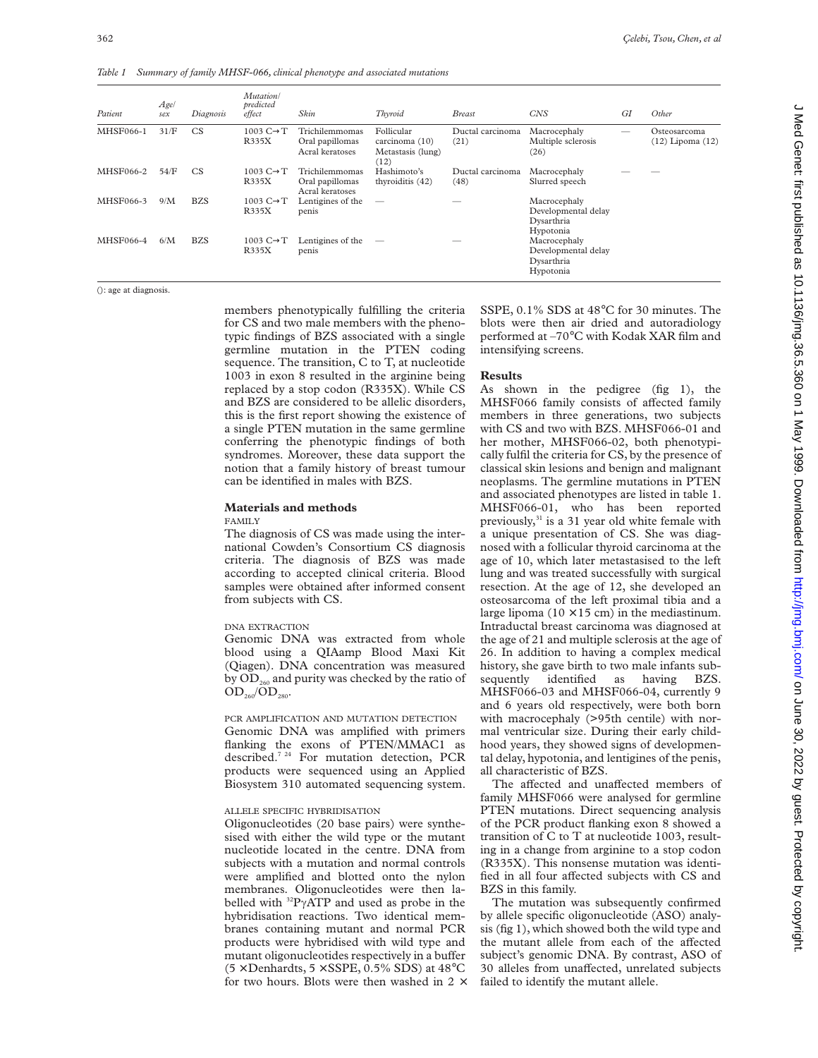*Table 1 Summary of family MHSF-066, clinical phenotype and associated mutations*

| Patient | Age/sex | Diagnosis | Mutation/predicted effect | Skin | Thyroid | Breast | CNS | GI | Other |
|---|---|---|---|---|---|---|---|---|---|
| MHSF066-1 | 31/F | CS | 1003 C→T R335X | Trichilemmomas Oral papillomas Acral keratoses | Follicular carcinoma (10) Metastasis (lung) (12) | Ductal carcinoma (21) | Macrocephaly Multiple sclerosis (26) | — | Osteosarcoma (12) Lipoma (12) |
| MHSF066-2 | 54/F | CS | 1003 C→T R335X | Trichilemmomas Oral papillomas Acral keratoses | Hashimoto's thyroiditis (42) | Ductal carcinoma (48) | Macrocephaly Slurred speech | — | — |
| MHSF066-3 | 9/M | BZS | 1003 C→T R335X | Lentigines of the penis | — | — | Macrocephaly Developmental delay Dysarthria Hypotonia | | |
| MHSF066-4 | 6/M | BZS | 1003 C→T R335X | Lentigines of the penis | — | — | Macrocephaly Developmental delay Dysarthria Hypotonia | | |

(): age at diagnosis.

members phenotypically fulfilling the criteria for CS and two male members with the phenotypic findings of BZS associated with a single germline mutation in the PTEN coding sequence. The transition, C to T, at nucleotide 1003 in exon 8 resulted in the arginine being replaced by a stop codon (R335X). While CS and BZS are considered to be allelic disorders, this is the first report showing the existence of a single PTEN mutation in the same germline conferring the phenotypic findings of both syndromes. Moreover, these data support the notion that a family history of breast tumour can be identified in males with BZS.

## Materials and methods

### FAMILY

The diagnosis of CS was made using the international Cowden's Consortium CS diagnosis criteria. The diagnosis of BZS was made according to accepted clinical criteria. Blood samples were obtained after informed consent from subjects with CS.

### DNA EXTRACTION

Genomic DNA was extracted from whole blood using a QIAamp Blood Maxi Kit (Qiagen). DNA concentration was measured by $OD_{260}$ and purity was checked by the ratio of $OD_{260}/OD_{280}$.

### PCR AMPLIFICATION AND MUTATION DETECTION

Genomic DNA was amplified with primers flanking the exons of PTEN/MMAC1 as described.[7 24] For mutation detection, PCR products were sequenced using an Applied Biosystem 310 automated sequencing system.

### ALLELE SPECIFIC HYBRIDISATION

Oligonucleotides (20 base pairs) were synthesised with either the wild type or the mutant nucleotide located in the centre. DNA from subjects with a mutation and normal controls were amplified and blotted onto the nylon membranes. Oligonucleotides were then labelled with $^{32}P\gamma ATP$ and used as probe in the hybridisation reactions. Two identical membranes containing mutant and normal PCR products were hybridised with wild type and mutant oligonucleotides respectively in a buffer (5 × Denhardts, 5 × SSPE, 0.5% SDS) at 48°C for two hours. Blots were then washed in 2 × SSPE, 0.1% SDS at 48°C for 30 minutes. The blots were then air dried and autoradiology performed at –70°C with Kodak XAR film and intensifying screens.

## Results

As shown in the pedigree (fig 1), the MHSF066 family consists of affected family members in three generations, two subjects with CS and two with BZS. MHSF066-01 and her mother, MHSF066-02, both phenotypically fulfil the criteria for CS, by the presence of classical skin lesions and benign and malignant neoplasms. The germline mutations in PTEN and associated phenotypes are listed in table 1. MHSF066-01, who has been reported previously,[31] is a 31 year old white female with a unique presentation of CS. She was diagnosed with a follicular thyroid carcinoma at the age of 10, which later metastasised to the left lung and was treated successfully with surgical resection. At the age of 12, she developed an osteosarcoma of the left proximal tibia and a large lipoma (10 × 15 cm) in the mediastinum. Intraductal breast carcinoma was diagnosed at the age of 21 and multiple sclerosis at the age of 26. In addition to having a complex medical history, she gave birth to two male infants subsequently identified as having BZS. MHSF066-03 and MHSF066-04, currently 9 and 6 years old respectively, were both born with macrocephaly (>95th centile) with normal ventricular size. During their early childhood years, they showed signs of developmental delay, hypotonia, and lentigines of the penis, all characteristic of BZS.

The affected and unaffected members of family MHSF066 were analysed for germline PTEN mutations. Direct sequencing analysis of the PCR product flanking exon 8 showed a transition of C to T at nucleotide 1003, resulting in a change from arginine to a stop codon (R335X). This nonsense mutation was identified in all four affected subjects with CS and BZS in this family.

The mutation was subsequently confirmed by allele specific oligonucleotide (ASO) analysis (fig 1), which showed both the wild type and the mutant allele from each of the affected subject's genomic DNA. By contrast, ASO of 30 alleles from unaffected, unrelated subjects failed to identify the mutant allele.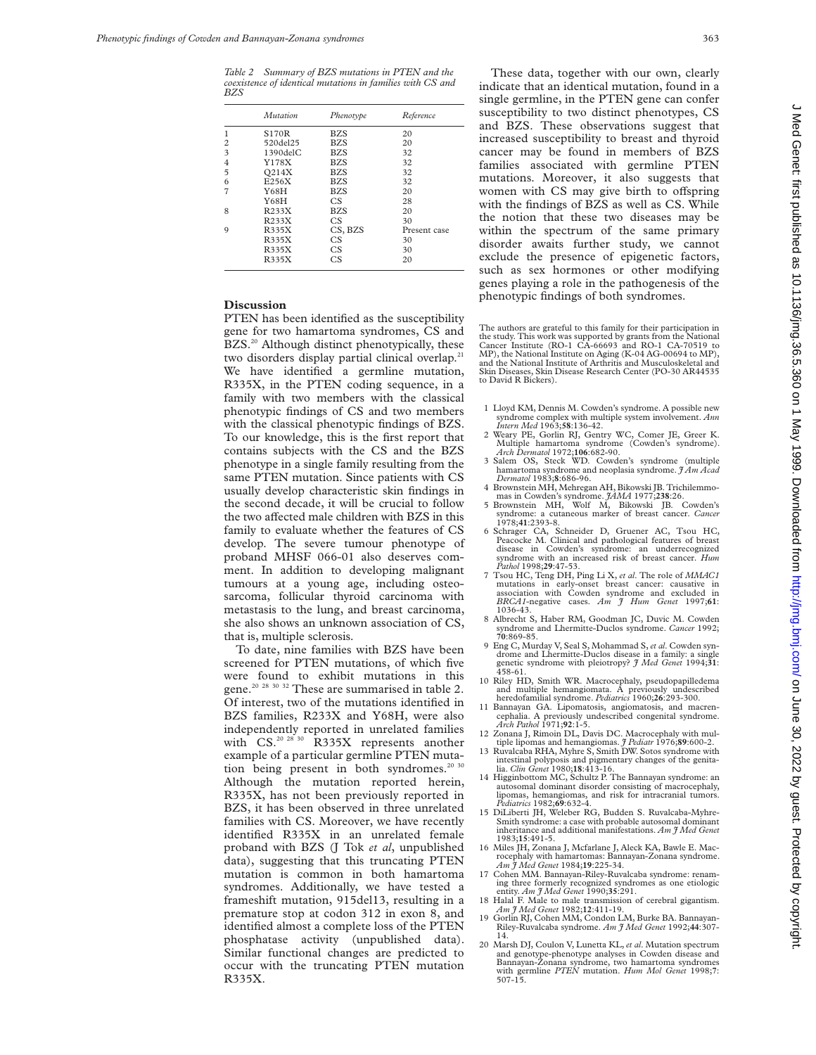*Table 2 Summary of BZS mutations in PTEN and the coexistence of identical mutations in families with CS and BZS*

| | Mutation | Phenotype | Reference |
|---|---|---|---|
| 1 | S170R | BZS | 20 |
| 2 | 520del25 | BZS | 20 |
| 3 | 1390delC | BZS | 32 |
| 4 | Y178X | BZS | 32 |
| 5 | Q214X | BZS | 32 |
| 6 | E256X | BZS | 32 |
| 7 | Y68H | BZS | 20 |
| | Y68H | CS | 28 |
| 8 | R233X | BZS | 20 |
| | R233X | CS | 30 |
| 9 | R335X | CS, BZS | Present case |
| | R335X | CS | 30 |
| | R335X | CS | 30 |
| | R335X | CS | 20 |

## Discussion

PTEN has been identified as the susceptibility gene for two hamartoma syndromes, CS and BZS.[20] Although distinct phenotypically, these two disorders display partial clinical overlap.[21] We have identified a germline mutation, R335X, in the PTEN coding sequence, in a family with two members with the classical phenotypic findings of CS and two members with the classical phenotypic findings of BZS. To our knowledge, this is the first report that contains subjects with the CS and the BZS phenotype in a single family resulting from the same PTEN mutation. Since patients with CS usually develop characteristic skin findings in the second decade, it will be crucial to follow the two affected male children with BZS in this family to evaluate whether the features of CS develop. The severe tumour phenotype of proband MHSF 066-01 also deserves comment. In addition to developing malignant tumours at a young age, including osteosarcoma, follicular thyroid carcinoma with metastasis to the lung, and breast carcinoma, she also shows an unknown association of CS, that is, multiple sclerosis.

To date, nine families with BZS have been screened for PTEN mutations, of which five were found to exhibit mutations in this gene.[20 28 30 32] These are summarised in table 2. Of interest, two of the mutations identified in BZS families, R233X and Y68H, were also independently reported in unrelated families with CS.[20 28 30] R335X represents another example of a particular germline PTEN mutation being present in both syndromes.[20 30] Although the mutation reported herein, R335X, has not been previously reported in BZS, it has been observed in three unrelated families with CS. Moreover, we have recently identified R335X in an unrelated female proband with BZS (J Tok *et al*, unpublished data), suggesting that this truncating PTEN mutation is common in both hamartoma syndromes. Additionally, we have tested a frameshift mutation, 915del13, resulting in a premature stop at codon 312 in exon 8, and identified almost a complete loss of the PTEN phosphatase activity (unpublished data). Similar functional changes are predicted to occur with the truncating PTEN mutation R335X.

These data, together with our own, clearly indicate that an identical mutation, found in a single germline, in the PTEN gene can confer susceptibility to two distinct phenotypes, CS and BZS. These observations suggest that increased susceptibility to breast and thyroid cancer may be found in members of BZS families associated with germline PTEN mutations. Moreover, it also suggests that women with CS may give birth to offspring with the findings of BZS as well as CS. While the notion that these two diseases may be within the spectrum of the same primary disorder awaits further study, we cannot exclude the presence of epigenetic factors, such as sex hormones or other modifying genes playing a role in the pathogenesis of the phenotypic findings of both syndromes.

The authors are grateful to this family for their participation in the study. This work was supported by grants from the National Cancer Institute (RO-1 CA-66693 and RO-1 CA-70519 to MP), the National Institute on Aging (K-04 AG-00694 to MP), and the National Institute of Arthritis and Musculoskeletal and Skin Diseases, Skin Disease Research Center (PO-30 AR44535 to David R Bickers).

1 Lloyd KM, Dennis M. Cowden's syndrome. A possible new syndrome complex with multiple system involvement. *Ann Intern Med* 1963;**58**:136-42.
2 Weary PE, Gorlin RJ, Gentry WC, Comer JE, Greer K. Multiple hamartoma syndrome (Cowden's syndrome). *Arch Dermatol* 1972;**106**:682-90.
3 Salem OS, Steck WD. Cowden's syndrome (multiple hamartoma syndrome and neoplasia syndrome. *J Am Acad Dermatol* 1983;**8**:686-96.
4 Brownstein MH, Mehregan AH, Bikowski JB. Trichilemmomas in Cowden's syndrome. *JAMA* 1977;**238**:26.
5 Brownstein MH, Wolf M, Bikowski JB. Cowden's syndrome: a cutaneous marker of breast cancer. *Cancer* 1978;**41**:2393-8.
6 Schrager CA, Schneider D, Gruener AC, Tsou HC, Peacocke M. Clinical and pathological features of breast disease in Cowden's syndrome: an underrecognized syndrome with an increased risk of breast cancer. *Hum Pathol* 1998;**29**:47-53.
7 Tsou HC, Teng DH, Ping Li X, *et al*. The role of *MMAC1* mutations in early-onset breast cancer: causative in association with Cowden syndrome and excluded in *BRCA1*-negative cases. *Am J Hum Genet* 1997;**61**: 1036-43.
8 Albrecht S, Haber RM, Goodman JC, Duvic M. Cowden syndrome and Lhermitte-Duclos disease. *Cancer* 1992; **70**:869-85.
9 Eng C, Murday V, Seal S, Mohammad S, *et al*. Cowden syndrome and Lhermitte-Duclos disease in a family: a single genetic syndrome with pleiotropy? *J Med Genet* 1994;**31**: 458-61.
10 Riley HD, Smith WR. Macrocephaly, pseudopapilledema and multiple hemangiomata. A previously undescribed heredofamilial syndrome. *Pediatrics* 1960;**26**:293-300.
11 Bannayan GA. Lipomatosis, angiomatosis, and macrencephalia. A previously undescribed congenital syndrome. *Arch Pathol* 1971;**92**:1-5.
12 Zonana J, Rimoin DL, Davis DC. Macrocephaly with multiple lipomas and hemangiomas. *J Pediatr* 1976;**89**:600-2.
13 Ruvalcaba RHA, Myhre S, Smith DW. Sotos syndrome with intestinal polyposis and pigmentary changes of the genitalia. *Clin Genet* 1980;**18**:413-16.
14 Higginbottom MC, Schultz P. The Bannayan syndrome: an autosomal dominant disorder consisting of macrocephaly, lipomas, hemangiomas, and risk for intracranial tumors. *Pediatrics* 1982;**69**:632-4.
15 DiLiberti JH, Weleber RG, Budden S. Ruvalcaba-Myhre-Smith syndrome: a case with probable autosomal dominant inheritance and additional manifestations. *Am J Med Genet* 1983;**15**:491-5.
16 Miles JH, Zonana J, Mcfarlane J, Aleck KA, Bawle E. Macrocephaly with hamartomas: Bannayan-Zonana syndrome. *Am J Med Genet* 1984;**19**:225-34.
17 Cohen MM. Bannayan-Riley-Ruvalcaba syndrome: renaming three formerly recognized syndromes as one etiologic entity. *Am J Med Genet* 1990;**35**:291.
18 Halal F. Male to male transmission of cerebral gigantism. *Am J Med Genet* 1982;**12**:411-19.
19 Gorlin RJ, Cohen MM, Condon LM, Burke BA. Bannayan-Riley-Ruvalcaba syndrome. *Am J Med Genet* 1992;**44**:307-14.
20 Marsh DJ, Coulon V, Lunetta KL, *et al*. Mutation spectrum and genotype-phenotype analyses in Cowden disease and Bannayan-Zonana syndrome, two hamartoma syndromes with germline *PTEN* mutation. *Hum Mol Genet* 1998;**7**: 507-15.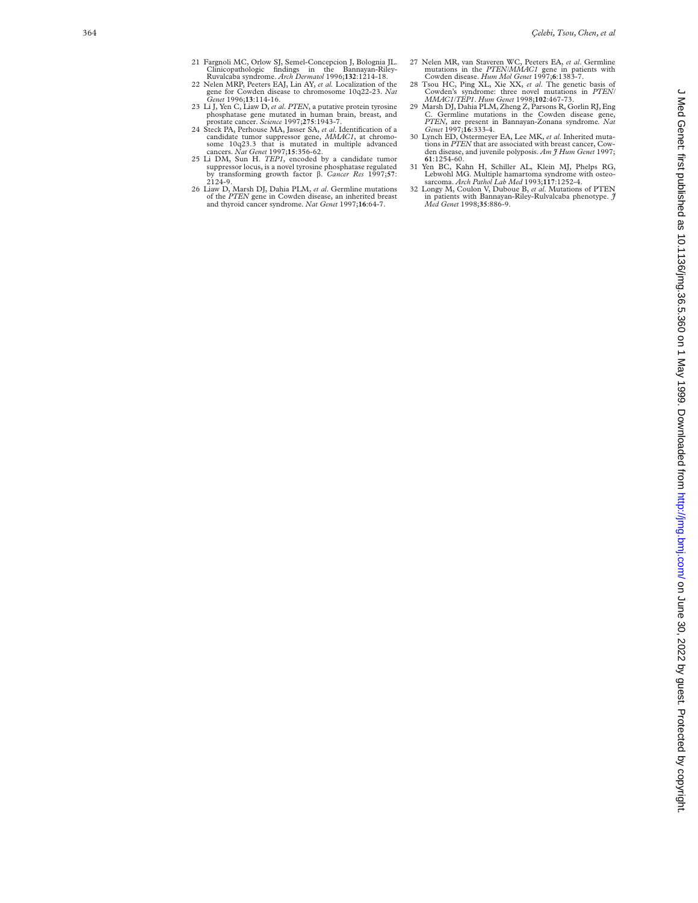21 Fargnoli MC, Orlow SJ, Semel-Concepcion J, Bolognia JL. Clinicopathologic findings in the Bannayan-Riley-Ruvalcaba syndrome. *Arch Dermatol* 1996;**132**:1214-18.

22 Nelen MRP, Peeters EAJ, Lin AY, *et al.* Localization of the gene for Cowden disease to chromosome 10q22-23. *Nat Genet* 1996;**13**:114-16.

23 Li J, Yen C, Liaw D, *et al*. *PTEN*, a putative protein tyrosine phosphatase gene mutated in human brain, breast, and prostate cancer. *Science* 1997;**275**:1943-7.

24 Steck PA, Perhouse MA, Jasser SA, *et al*. Identification of a candidate tumor suppressor gene, *MMAC1*, at chromosome 10q23.3 that is mutated in multiple advanced cancers. *Nat Genet* 1997;**15**:356-62.

25 Li DM, Sun H. *TEP1*, encoded by a candidate tumor suppressor locus, is a novel tyrosine phosphatase regulated by transforming growth factor β. *Cancer Res* 1997;**57**:2124-9.

26 Liaw D, Marsh DJ, Dahia PLM, *et al*. Germline mutations of the *PTEN* gene in Cowden disease, an inherited breast and thyroid cancer syndrome. *Nat Genet* 1997;**16**:64-7.

27 Nelen MR, van Staveren WC, Peeters EA, *et al*. Germline mutations in the *PTEN/MMAC1* gene in patients with Cowden disease. *Hum Mol Genet* 1997;**6**:1383-7.

28 Tsou HC, Ping XL, Xie XX, *et al.* The genetic basis of Cowden's syndrome: three novel mutations in *PTEN/MMAC1/TEP1*. *Hum Genet* 1998;**102**:467-73.

29 Marsh DJ, Dahia PLM, Zheng Z, Parsons R, Gorlin RJ, Eng C. Germline mutations in the Cowden disease gene, *PTEN*, are present in Bannayan-Zonana syndrome. *Nat Genet* 1997;**16**:333-4.

30 Lynch ED, Ostermeyer EA, Lee MK, *et al.* Inherited mutations in *PTEN* that are associated with breast cancer, Cowden disease, and juvenile polyposis. *Am J Hum Genet* 1997;**61**:1254-60.

31 Yen BC, Kahn H, Schiller AL, Klein MJ, Phelps RG, Lebwohl MG. Multiple hamartoma syndrome with osteosarcoma. *Arch Pathol Lab Med* 1993;**117**:1252-4.

32 Longy M, Coulon V, Duboue B, *et al*. Mutations of PTEN in patients with Bannayan-Riley-Rulvalcaba phenotype. *J Med Genet* 1998;**35**:886-9.